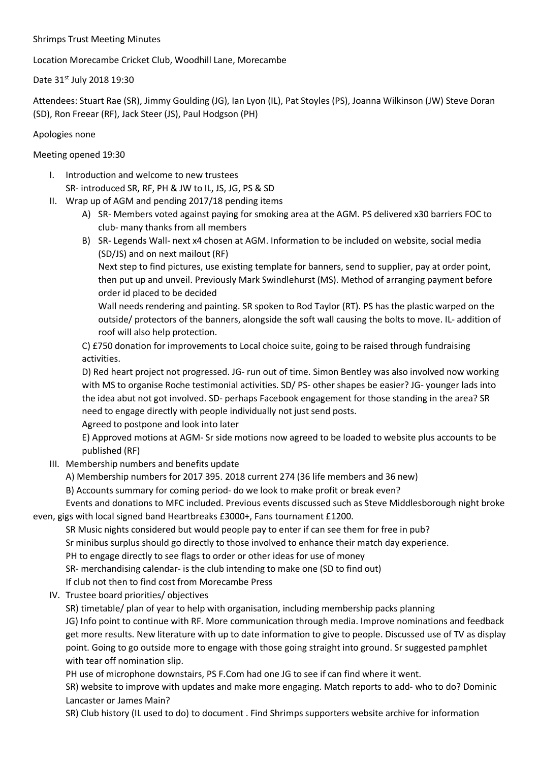Shrimps Trust Meeting Minutes

Location Morecambe Cricket Club, Woodhill Lane, Morecambe

Date 31st July 2018 19:30

Attendees: Stuart Rae (SR), Jimmy Goulding (JG), Ian Lyon (IL), Pat Stoyles (PS), Joanna Wilkinson (JW) Steve Doran (SD), Ron Freear (RF), Jack Steer (JS), Paul Hodgson (PH)

Apologies none

Meeting opened 19:30

I. Introduction and welcome to new trustees
   SR- introduced SR, RF, PH & JW to IL, JS, JG, PS & SD
II. Wrap up of AGM and pending 2017/18 pending items
   A) SR- Members voted against paying for smoking area at the AGM. PS delivered x30 barriers FOC to club- many thanks from all members
   B) SR- Legends Wall- next x4 chosen at AGM. Information to be included on website, social media (SD/JS) and on next mailout (RF)
   Next step to find pictures, use existing template for banners, send to supplier, pay at order point, then put up and unveil. Previously Mark Swindlehurst (MS). Method of arranging payment before order id placed to be decided
   Wall needs rendering and painting. SR spoken to Rod Taylor (RT). PS has the plastic warped on the outside/ protectors of the banners, alongside the soft wall causing the bolts to move. IL- addition of roof will also help protection.
   C) £750 donation for improvements to Local choice suite, going to be raised through fundraising activities.
   D) Red heart project not progressed. JG- run out of time. Simon Bentley was also involved now working with MS to organise Roche testimonial activities. SD/ PS- other shapes be easier? JG- younger lads into the idea abut not got involved. SD- perhaps Facebook engagement for those standing in the area? SR need to engage directly with people individually not just send posts.
   Agreed to postpone and look into later
   E) Approved motions at AGM- Sr side motions now agreed to be loaded to website plus accounts to be published (RF)
III. Membership numbers and benefits update
   A) Membership numbers for 2017 395. 2018 current 274 (36 life members and 36 new)
   B) Accounts summary for coming period- do we look to make profit or break even?
   Events and donations to MFC included. Previous events discussed such as Steve Middlesborough night broke even, gigs with local signed band Heartbreaks £3000+, Fans tournament £1200.
   SR Music nights considered but would people pay to enter if can see them for free in pub?
   Sr minibus surplus should go directly to those involved to enhance their match day experience.
   PH to engage directly to see flags to order or other ideas for use of money
   SR- merchandising calendar- is the club intending to make one (SD to find out)
   If club not then to find cost from Morecambe Press
IV. Trustee board priorities/ objectives
   SR) timetable/ plan of year to help with organisation, including membership packs planning
   JG) Info point to continue with RF. More communication through media. Improve nominations and feedback get more results. New literature with up to date information to give to people. Discussed use of TV as display point. Going to go outside more to engage with those going straight into ground. Sr suggested pamphlet with tear off nomination slip.
   PH use of microphone downstairs, PS F.Com had one JG to see if can find where it went.
   SR) website to improve with updates and make more engaging. Match reports to add- who to do? Dominic Lancaster or James Main?
   SR) Club history (IL used to do) to document . Find Shrimps supporters website archive for information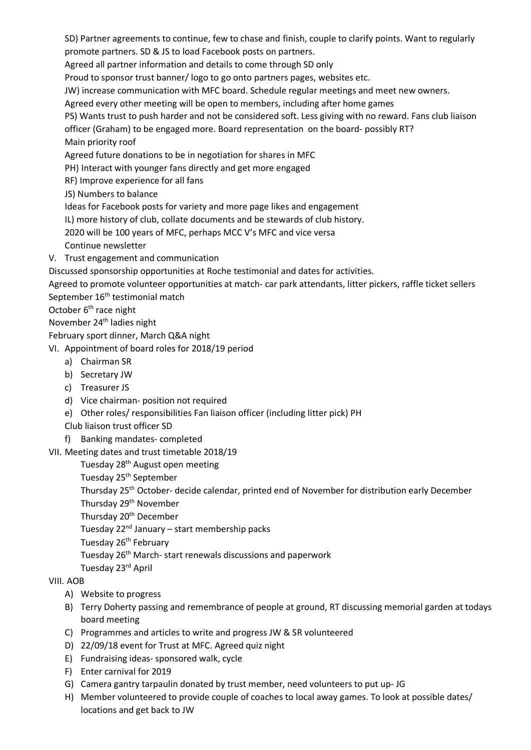SD) Partner agreements to continue, few to chase and finish, couple to clarify points. Want to regularly promote partners. SD & JS to load Facebook posts on partners.

Agreed all partner information and details to come through SD only

Proud to sponsor trust banner/ logo to go onto partners pages, websites etc.

JW) increase communication with MFC board. Schedule regular meetings and meet new owners.

Agreed every other meeting will be open to members, including after home games

PS) Wants trust to push harder and not be considered soft. Less giving with no reward. Fans club liaison officer (Graham) to be engaged more. Board representation on the board- possibly RT?

Main priority roof

Agreed future donations to be in negotiation for shares in MFC

PH) Interact with younger fans directly and get more engaged

RF) Improve experience for all fans

JS) Numbers to balance

Ideas for Facebook posts for variety and more page likes and engagement

IL) more history of club, collate documents and be stewards of club history.

2020 will be 100 years of MFC, perhaps MCC V's MFC and vice versa

Continue newsletter

V. Trust engagement and communication

Discussed sponsorship opportunities at Roche testimonial and dates for activities.

Agreed to promote volunteer opportunities at match- car park attendants, litter pickers, raffle ticket sellers

September 16th testimonial match

October 6th race night

November 24th ladies night

February sport dinner, March Q&A night

VI. Appointment of board roles for 2018/19 period

a) Chairman SR
b) Secretary JW
c) Treasurer JS
d) Vice chairman- position not required
e) Other roles/ responsibilities Fan liaison officer (including litter pick) PH

   Club liaison trust officer SD
f) Banking mandates- completed

VII. Meeting dates and trust timetable 2018/19

Tuesday 28th August open meeting

Tuesday 25th September

Thursday 25th October- decide calendar, printed end of November for distribution early December

Thursday 29th November

Thursday 20th December

Tuesday 22nd January – start membership packs

Tuesday 26th February

Tuesday 26th March- start renewals discussions and paperwork

Tuesday 23rd April

VIII. AOB

A) Website to progress
B) Terry Doherty passing and remembrance of people at ground, RT discussing memorial garden at todays board meeting
C) Programmes and articles to write and progress JW & SR volunteered
D) 22/09/18 event for Trust at MFC. Agreed quiz night
E) Fundraising ideas- sponsored walk, cycle
F) Enter carnival for 2019
G) Camera gantry tarpaulin donated by trust member, need volunteers to put up- JG
H) Member volunteered to provide couple of coaches to local away games. To look at possible dates/ locations and get back to JW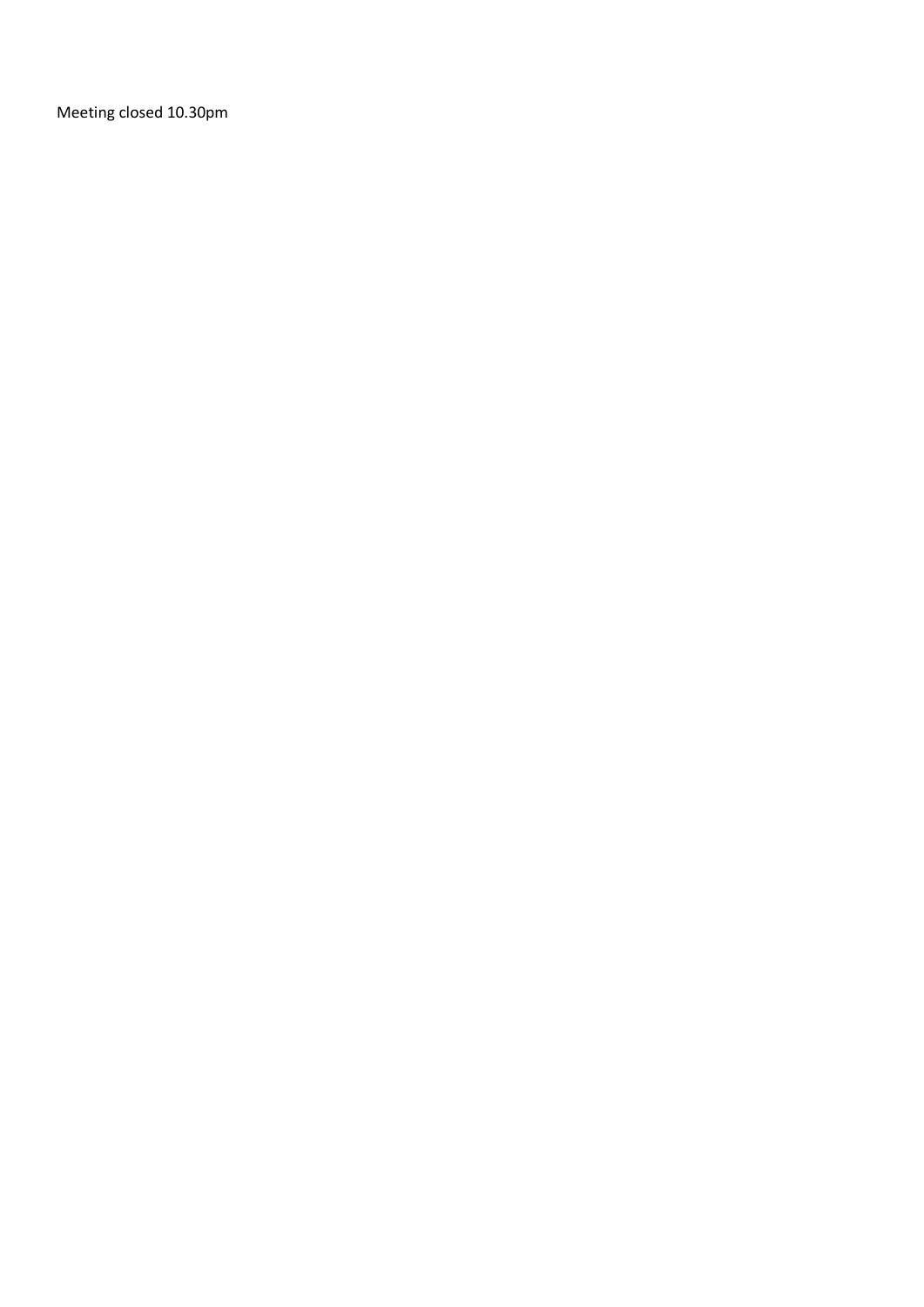Meeting closed 10.30pm